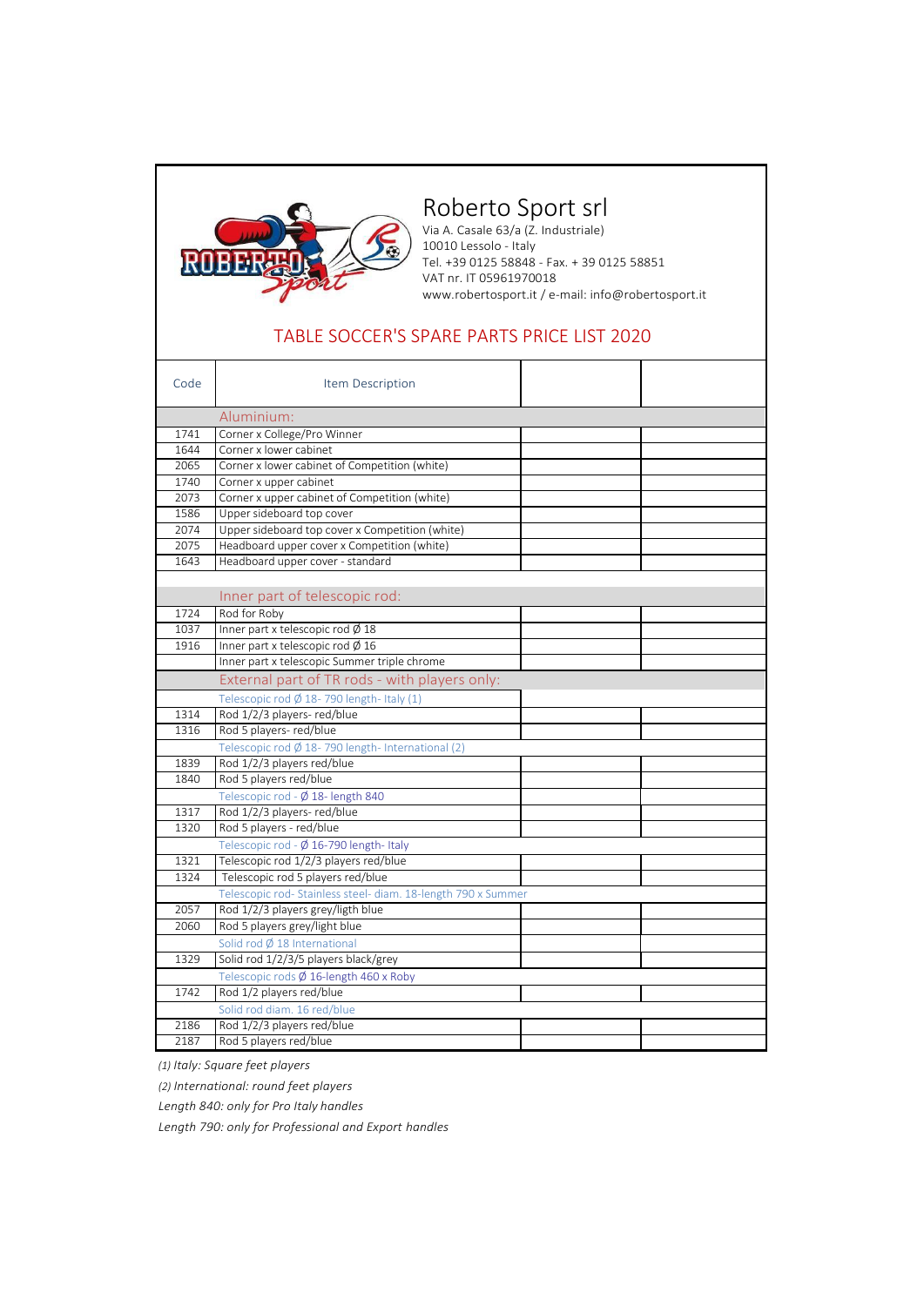# Roberto Sport srl

Via A. Casale 63/a (Z. Industriale)
10010 Lessolo - Italy
Tel. +39 0125 58848 - Fax. + 39 0125 58851
VAT nr. IT 05961970018
www.robertosport.it / e-mail: info@robertosport.it

## TABLE SOCCER'S SPARE PARTS PRICE LIST 2020

| Code | Item Description | | |
|---|---|---|---|
| | **Aluminium:** | | |
| 1741 | Corner x College/Pro Winner | | |
| 1644 | Corner x lower cabinet | | |
| 2065 | Corner x lower cabinet of Competition (white) | | |
| 1740 | Corner x upper cabinet | | |
| 2073 | Corner x upper cabinet of Competition (white) | | |
| 1586 | Upper sideboard top cover | | |
| 2074 | Upper sideboard top cover x Competition (white) | | |
| 2075 | Headboard upper cover x Competition (white) | | |
| 1643 | Headboard upper cover - standard | | |
| | | | |
| | **Inner part of telescopic rod:** | | |
| 1724 | Rod for Roby | | |
| 1037 | Inner part x telescopic rod Ø 18 | | |
| 1916 | Inner part x telescopic rod Ø 16 | | |
| | Inner part x telescopic Summer triple chrome | | |
| | **External part of TR rods - with players only:** | | |
| | Telescopic rod Ø 18- 790 length- Italy (1) | | |
| 1314 | Rod 1/2/3 players- red/blue | | |
| 1316 | Rod 5 players- red/blue | | |
| | Telescopic rod Ø 18- 790 length- International (2) | | |
| 1839 | Rod 1/2/3 players red/blue | | |
| 1840 | Rod 5 players red/blue | | |
| | Telescopic rod - Ø 18- length 840 | | |
| 1317 | Rod 1/2/3 players- red/blue | | |
| 1320 | Rod 5 players - red/blue | | |
| | Telescopic rod - Ø 16-790 length- Italy | | |
| 1321 | Telescopic rod 1/2/3 players red/blue | | |
| 1324 | Telescopic rod 5 players red/blue | | |
| | Telescopic rod- Stainless steel- diam. 18-length 790 x Summer | | |
| 2057 | Rod 1/2/3 players grey/ligth blue | | |
| 2060 | Rod 5 players grey/light blue | | |
| | Solid rod Ø 18 International | | |
| 1329 | Solid rod 1/2/3/5 players black/grey | | |
| | Telescopic rods Ø 16-length 460 x Roby | | |
| 1742 | Rod 1/2 players red/blue | | |
| | Solid rod diam. 16 red/blue | | |
| 2186 | Rod 1/2/3 players red/blue | | |
| 2187 | Rod 5 players red/blue | | |

*(1) Italy: Square feet players*

*(2) International: round feet players*

*Length 840: only for Pro Italy handles*

*Length 790: only for Professional and Export handles*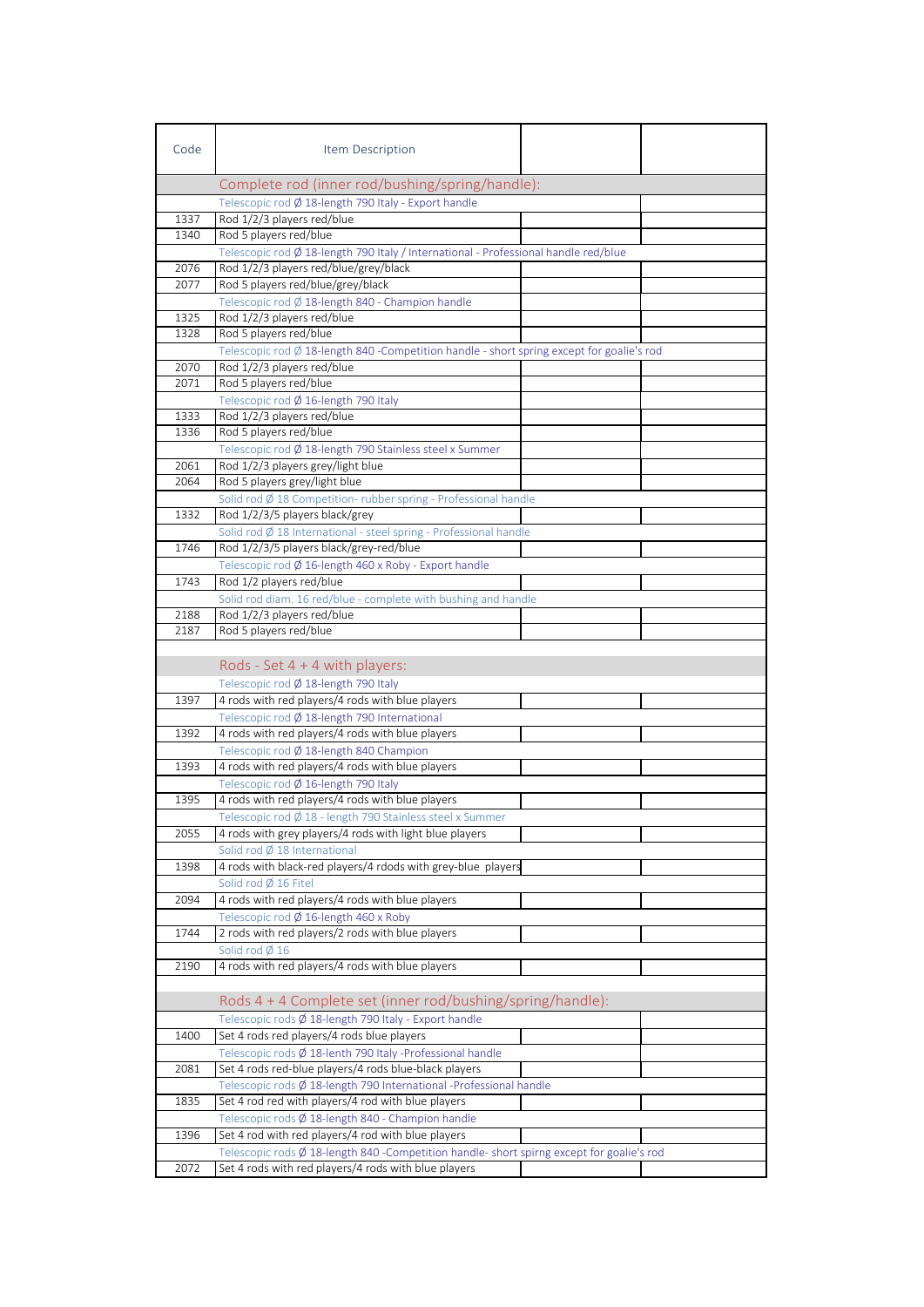| Code | Item Description | | |
|---|---|---|---|
| | Complete rod (inner rod/bushing/spring/handle): | | |
| | Telescopic rod Ø 18-length 790 Italy - Export handle | | |
| 1337 | Rod 1/2/3 players red/blue | | |
| 1340 | Rod 5 players red/blue | | |
| | Telescopic rod Ø 18-length 790 Italy / International - Professional handle red/blue | | |
| 2076 | Rod 1/2/3 players red/blue/grey/black | | |
| 2077 | Rod 5 players red/blue/grey/black | | |
| | Telescopic rod Ø 18-length 840 - Champion handle | | |
| 1325 | Rod 1/2/3 players red/blue | | |
| 1328 | Rod 5 players red/blue | | |
| | Telescopic rod Ø 18-length 840 -Competition handle - short spring except for goalie's rod | | |
| 2070 | Rod 1/2/3 players red/blue | | |
| 2071 | Rod 5 players red/blue | | |
| | Telescopic rod Ø 16-length 790 Italy | | |
| 1333 | Rod 1/2/3 players red/blue | | |
| 1336 | Rod 5 players red/blue | | |
| | Telescopic rod Ø 18-length 790 Stainless steel x Summer | | |
| 2061 | Rod 1/2/3 players grey/light blue | | |
| 2064 | Rod 5 players grey/light blue | | |
| | Solid rod Ø 18 Competition- rubber spring - Professional handle | | |
| 1332 | Rod 1/2/3/5 players black/grey | | |
| | Solid rod Ø 18 International - steel spring - Professional handle | | |
| 1746 | Rod 1/2/3/5 players black/grey-red/blue | | |
| | Telescopic rod Ø 16-length 460 x Roby - Export handle | | |
| 1743 | Rod 1/2 players red/blue | | |
| | Solid rod diam. 16 red/blue - complete with bushing and handle | | |
| 2188 | Rod 1/2/3 players red/blue | | |
| 2187 | Rod 5 players red/blue | | |
| | | | |
| | Rods - Set 4 + 4 with players: | | |
| | Telescopic rod Ø 18-length 790 Italy | | |
| 1397 | 4 rods with red players/4 rods with blue players | | |
| | Telescopic rod Ø 18-length 790 International | | |
| 1392 | 4 rods with red players/4 rods with blue players | | |
| | Telescopic rod Ø 18-length 840 Champion | | |
| 1393 | 4 rods with red players/4 rods with blue players | | |
| | Telescopic rod Ø 16-length 790 Italy | | |
| 1395 | 4 rods with red players/4 rods with blue players | | |
| | Telescopic rod Ø 18 - length 790 Stainless steel x Summer | | |
| 2055 | 4 rods with grey players/4 rods with light blue players | | |
| | Solid rod Ø 18 International | | |
| 1398 | 4 rods with black-red players/4 rdods with grey-blue players | | |
| | Solid rod Ø 16 Fitel | | |
| 2094 | 4 rods with red players/4 rods with blue players | | |
| | Telescopic rod Ø 16-length 460 x Roby | | |
| 1744 | 2 rods with red players/2 rods with blue players | | |
| | Solid rod Ø 16 | | |
| 2190 | 4 rods with red players/4 rods with blue players | | |
| | | | |
| | Rods 4 + 4 Complete set (inner rod/bushing/spring/handle): | | |
| | Telescopic rods Ø 18-length 790 Italy - Export handle | | |
| 1400 | Set 4 rods red players/4 rods blue players | | |
| | Telescopic rods Ø 18-lenth 790 Italy -Professional handle | | |
| 2081 | Set 4 rods red-blue players/4 rods blue-black players | | |
| | Telescopic rods Ø 18-length 790 International -Professional handle | | |
| 1835 | Set 4 rod red with players/4 rod with blue players | | |
| | Telescopic rods Ø 18-length 840 - Champion handle | | |
| 1396 | Set 4 rod with red players/4 rod with blue players | | |
| | Telescopic rods Ø 18-length 840 -Competition handle- short spirng except for goalie's rod | | |
| 2072 | Set 4 rods with red players/4 rods with blue players | | |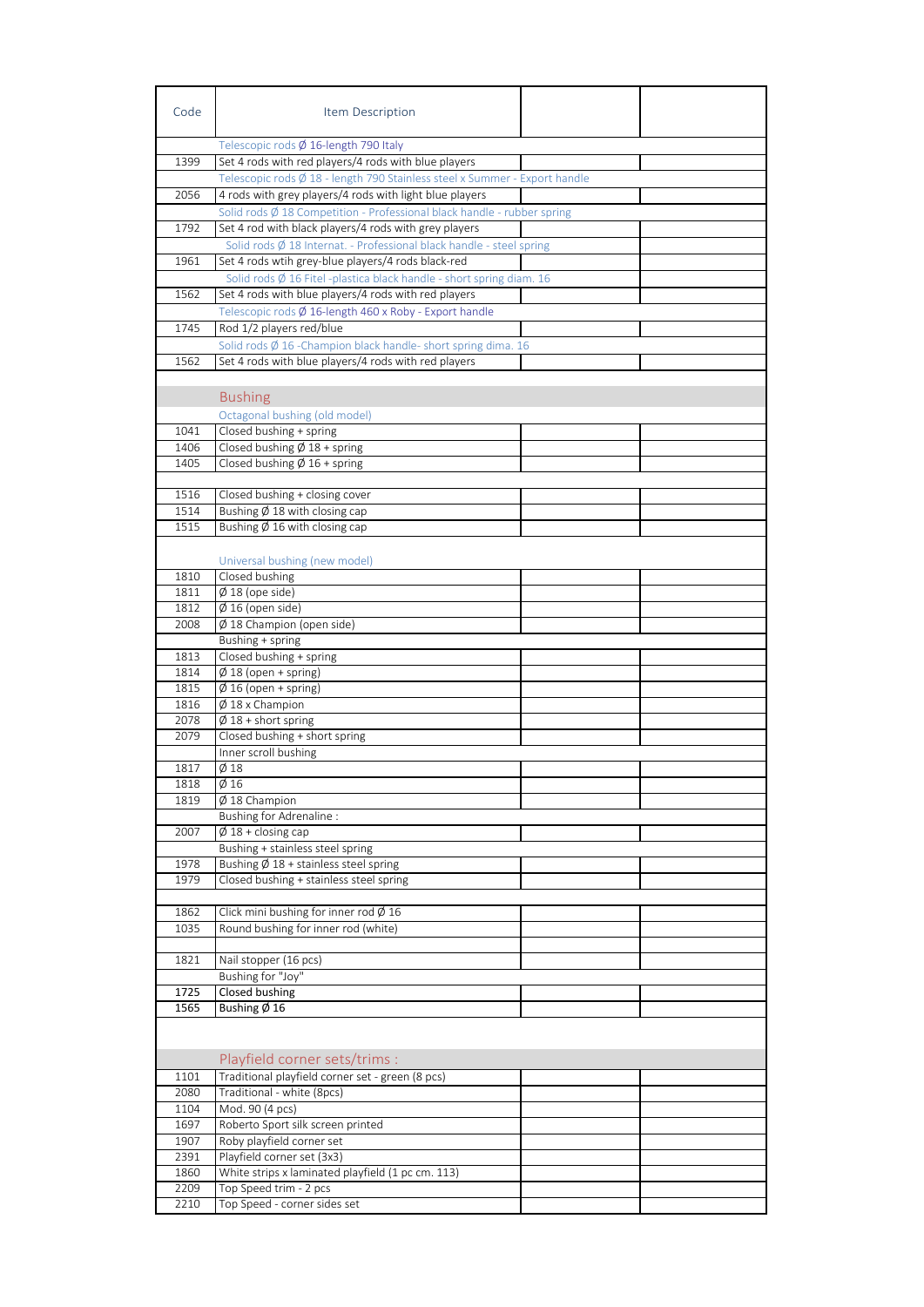| Code | Item Description | | |
|---|---|---|---|
| | Telescopic rods Ø 16-length 790 Italy | | |
| 1399 | Set 4 rods with red players/4 rods with blue players | | |
| | Telescopic rods Ø 18 - length 790 Stainless steel x Summer - Export handle | | |
| 2056 | 4 rods with grey players/4 rods with light blue players | | |
| | Solid rods Ø 18 Competition - Professional black handle - rubber spring | | |
| 1792 | Set 4 rod with black players/4 rods with grey players | | |
| | Solid rods Ø 18 Internat. - Professional black handle - steel spring | | |
| 1961 | Set 4 rods wtih grey-blue players/4 rods black-red | | |
| | Solid rods Ø 16 Fitel -plastica black handle - short spring diam. 16 | | |
| 1562 | Set 4 rods with blue players/4 rods with red players | | |
| | Telescopic rods Ø 16-length 460 x Roby - Export handle | | |
| 1745 | Rod 1/2 players red/blue | | |
| | Solid rods Ø 16 -Champion black handle- short spring dima. 16 | | |
| 1562 | Set 4 rods with blue players/4 rods with red players | | |
| | | | |
| | **Bushing** | | |
| | Octagonal bushing (old model) | | |
| 1041 | Closed bushing + spring | | |
| 1406 | Closed bushing Ø 18 + spring | | |
| 1405 | Closed bushing Ø 16 + spring | | |
| | | | |
| 1516 | Closed bushing + closing cover | | |
| 1514 | Bushing Ø 18 with closing cap | | |
| 1515 | Bushing Ø 16 with closing cap | | |
| | | | |
| | Universal bushing (new model) | | |
| 1810 | Closed bushing | | |
| 1811 | Ø 18 (ope side) | | |
| 1812 | Ø 16 (open side) | | |
| 2008 | Ø 18 Champion (open side) | | |
| | Bushing + spring | | |
| 1813 | Closed bushing + spring | | |
| 1814 | Ø 18 (open + spring) | | |
| 1815 | Ø 16 (open + spring) | | |
| 1816 | Ø 18 x Champion | | |
| 2078 | Ø 18 + short spring | | |
| 2079 | Closed bushing + short spring | | |
| | Inner scroll bushing | | |
| 1817 | Ø 18 | | |
| 1818 | Ø 16 | | |
| 1819 | Ø 18 Champion | | |
| | Bushing for Adrenaline : | | |
| 2007 | Ø 18 + closing cap | | |
| | Bushing + stainless steel spring | | |
| 1978 | Bushing Ø 18 + stainless steel spring | | |
| 1979 | Closed bushing + stainless steel spring | | |
| | | | |
| 1862 | Click mini bushing for inner rod Ø 16 | | |
| 1035 | Round bushing for inner rod (white) | | |
| | | | |
| 1821 | Nail stopper (16 pcs) | | |
| | Bushing for "Joy" | | |
| 1725 | Closed bushing | | |
| 1565 | Bushing Ø 16 | | |
| | | | |
| | **Playfield corner sets/trims :** | | |
| 1101 | Traditional playfield corner set - green (8 pcs) | | |
| 2080 | Traditional - white (8pcs) | | |
| 1104 | Mod. 90 (4 pcs) | | |
| 1697 | Roberto Sport silk screen printed | | |
| 1907 | Roby playfield corner set | | |
| 2391 | Playfield corner set (3x3) | | |
| 1860 | White strips x laminated playfield (1 pc cm. 113) | | |
| 2209 | Top Speed trim - 2 pcs | | |
| 2210 | Top Speed - corner sides set | | |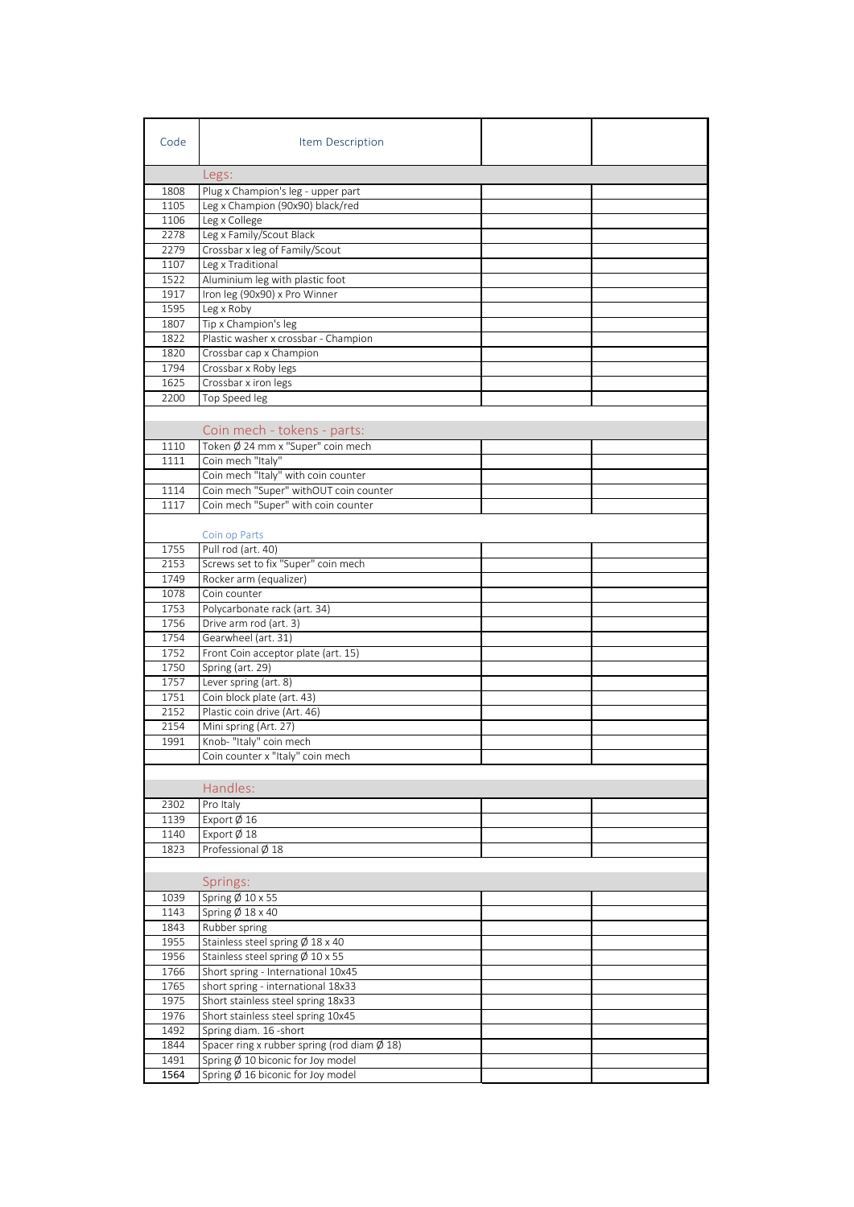| Code | Item Description | | |
|---|---|---|---|
| | Legs: | | |
| 1808 | Plug x Champion's leg - upper part | | |
| 1105 | Leg x Champion (90x90) black/red | | |
| 1106 | Leg x College | | |
| 2278 | Leg x Family/Scout Black | | |
| 2279 | Crossbar x leg of Family/Scout | | |
| 1107 | Leg x Traditional | | |
| 1522 | Aluminium leg with plastic foot | | |
| 1917 | Iron leg (90x90) x Pro Winner | | |
| 1595 | Leg x Roby | | |
| 1807 | Tip x Champion's leg | | |
| 1822 | Plastic washer x crossbar - Champion | | |
| 1820 | Crossbar cap x Champion | | |
| 1794 | Crossbar x Roby legs | | |
| 1625 | Crossbar x iron legs | | |
| 2200 | Top Speed leg | | |
| | | | |
| | Coin mech - tokens - parts: | | |
| 1110 | Token Ø 24 mm x "Super" coin mech | | |
| 1111 | Coin mech "Italy" | | |
| | Coin mech "Italy" with coin counter | | |
| 1114 | Coin mech "Super" withOUT coin counter | | |
| 1117 | Coin mech "Super" with coin counter | | |
| | | | |
| | Coin op Parts | | |
| 1755 | Pull rod (art. 40) | | |
| 2153 | Screws set to fix "Super" coin mech | | |
| 1749 | Rocker arm (equalizer) | | |
| 1078 | Coin counter | | |
| 1753 | Polycarbonate rack (art. 34) | | |
| 1756 | Drive arm rod (art. 3) | | |
| 1754 | Gearwheel (art. 31) | | |
| 1752 | Front Coin acceptor plate (art. 15) | | |
| 1750 | Spring (art. 29) | | |
| 1757 | Lever spring (art. 8) | | |
| 1751 | Coin block plate (art. 43) | | |
| 2152 | Plastic coin drive (Art. 46) | | |
| 2154 | Mini spring (Art. 27) | | |
| 1991 | Knob- "Italy" coin mech | | |
| | Coin counter x "Italy" coin mech | | |
| | | | |
| | Handles: | | |
| 2302 | Pro Italy | | |
| 1139 | Export Ø 16 | | |
| 1140 | Export Ø 18 | | |
| 1823 | Professional Ø 18 | | |
| | | | |
| | Springs: | | |
| 1039 | Spring Ø 10 x 55 | | |
| 1143 | Spring Ø 18 x 40 | | |
| 1843 | Rubber spring | | |
| 1955 | Stainless steel spring Ø 18 x 40 | | |
| 1956 | Stainless steel spring Ø 10 x 55 | | |
| 1766 | Short spring - International 10x45 | | |
| 1765 | short spring - international 18x33 | | |
| 1975 | Short stainless steel spring 18x33 | | |
| 1976 | Short stainless steel spring 10x45 | | |
| 1492 | Spring diam. 16 -short | | |
| 1844 | Spacer ring x rubber spring (rod diam Ø 18) | | |
| 1491 | Spring Ø 10 biconic for Joy model | | |
| 1564 | Spring Ø 16 biconic for Joy model | | |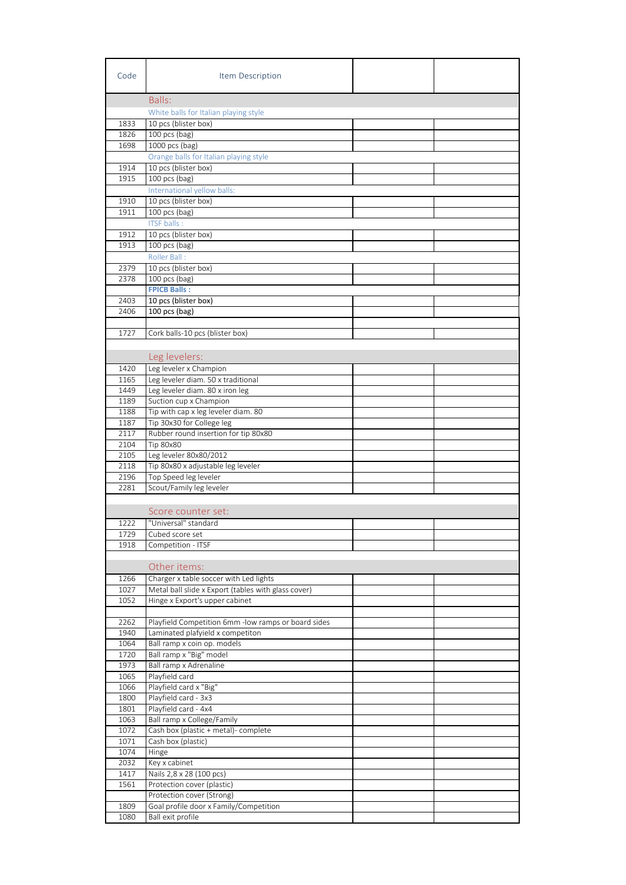| Code | Item Description | | |
|---|---|---|---|
| | Balls: | | |
| | White balls for Italian playing style | | |
| 1833 | 10 pcs (blister box) | | |
| 1826 | 100 pcs (bag) | | |
| 1698 | 1000 pcs (bag) | | |
| | Orange balls for Italian playing style | | |
| 1914 | 10 pcs (blister box) | | |
| 1915 | 100 pcs (bag) | | |
| | International yellow balls: | | |
| 1910 | 10 pcs (blister box) | | |
| 1911 | 100 pcs (bag) | | |
| | ITSF balls : | | |
| 1912 | 10 pcs (blister box) | | |
| 1913 | 100 pcs (bag) | | |
| | Roller Ball : | | |
| 2379 | 10 pcs (blister box) | | |
| 2378 | 100 pcs (bag) | | |
| | **FPICB Balls :** | | |
| 2403 | 10 pcs (blister box) | | |
| 2406 | 100 pcs (bag) | | |
| | | | |
| 1727 | Cork balls-10 pcs (blister box) | | |
| | | | |
| | Leg levelers: | | |
| 1420 | Leg leveler x Champion | | |
| 1165 | Leg leveler diam. 50 x traditional | | |
| 1449 | Leg leveler diam. 80 x iron leg | | |
| 1189 | Suction cup x Champion | | |
| 1188 | Tip with cap x leg leveler diam. 80 | | |
| 1187 | Tip 30x30 for College leg | | |
| 2117 | Rubber round insertion for tip 80x80 | | |
| 2104 | Tip 80x80 | | |
| 2105 | Leg leveler 80x80/2012 | | |
| 2118 | Tip 80x80 x adjustable leg leveler | | |
| 2196 | Top Speed leg leveler | | |
| 2281 | Scout/Family leg leveler | | |
| | | | |
| | Score counter set: | | |
| 1222 | "Universal" standard | | |
| 1729 | Cubed score set | | |
| 1918 | Competition - ITSF | | |
| | | | |
| | Other items: | | |
| 1266 | Charger x table soccer with Led lights | | |
| 1027 | Metal ball slide x Export (tables with glass cover) | | |
| 1052 | Hinge x Export's upper cabinet | | |
| | | | |
| 2262 | Playfield Competition 6mm -low ramps or board sides | | |
| 1940 | Laminated plafyield x competiton | | |
| 1064 | Ball ramp x coin op. models | | |
| 1720 | Ball ramp x "Big" model | | |
| 1973 | Ball ramp x Adrenaline | | |
| 1065 | Playfield card | | |
| 1066 | Playfield card x "Big" | | |
| 1800 | Playfield card - 3x3 | | |
| 1801 | Playfield card - 4x4 | | |
| 1063 | Ball ramp x College/Family | | |
| 1072 | Cash box (plastic + metal)- complete | | |
| 1071 | Cash box (plastic) | | |
| 1074 | Hinge | | |
| 2032 | Key x cabinet | | |
| 1417 | Nails 2,8 x 28 (100 pcs) | | |
| 1561 | Protection cover (plastic) | | |
| | Protection cover (Strong) | | |
| 1809 | Goal profile door x Family/Competition | | |
| 1080 | Ball exit profile | | |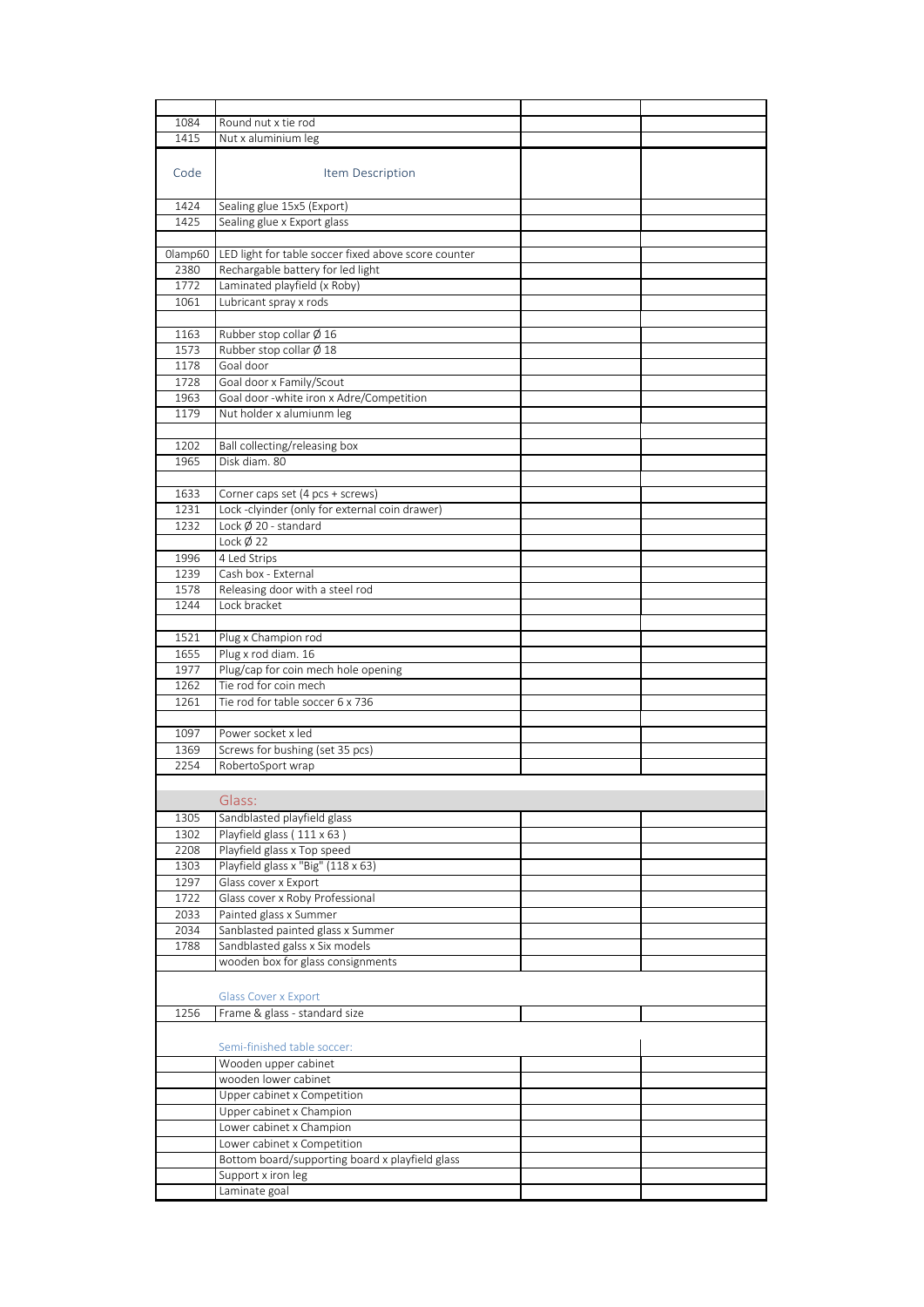| | | | |
|---|---|---|---|
| 1084 | Round nut x tie rod | | |
| 1415 | Nut x aluminium leg | | |
| Code | Item Description | | |
| 1424 | Sealing glue 15x5 (Export) | | |
| 1425 | Sealing glue x Export glass | | |
| | | | |
| 0lamp60 | LED light for table soccer fixed above score counter | | |
| 2380 | Rechargable battery for led light | | |
| 1772 | Laminated playfield (x Roby) | | |
| 1061 | Lubricant spray x rods | | |
| | | | |
| 1163 | Rubber stop collar Ø 16 | | |
| 1573 | Rubber stop collar Ø 18 | | |
| 1178 | Goal door | | |
| 1728 | Goal door x Family/Scout | | |
| 1963 | Goal door -white iron x Adre/Competition | | |
| 1179 | Nut holder x alumiunm leg | | |
| | | | |
| 1202 | Ball collecting/releasing box | | |
| 1965 | Disk diam. 80 | | |
| | | | |
| 1633 | Corner caps set (4 pcs + screws) | | |
| 1231 | Lock -clyinder (only for external coin drawer) | | |
| 1232 | Lock Ø 20 - standard | | |
| | Lock Ø 22 | | |
| 1996 | 4 Led Strips | | |
| 1239 | Cash box - External | | |
| 1578 | Releasing door with a steel rod | | |
| 1244 | Lock bracket | | |
| | | | |
| 1521 | Plug x Champion rod | | |
| 1655 | Plug x rod diam. 16 | | |
| 1977 | Plug/cap for coin mech hole opening | | |
| 1262 | Tie rod for coin mech | | |
| 1261 | Tie rod for table soccer 6 x 736 | | |
| | | | |
| 1097 | Power socket x led | | |
| 1369 | Screws for bushing (set 35 pcs) | | |
| 2254 | RobertoSport wrap | | |
| | | | |
| | Glass: | | |
| 1305 | Sandblasted playfield glass | | |
| 1302 | Playfield glass ( 111 x 63 ) | | |
| 2208 | Playfield glass x Top speed | | |
| 1303 | Playfield glass x "Big" (118 x 63) | | |
| 1297 | Glass cover x Export | | |
| 1722 | Glass cover x Roby Professional | | |
| 2033 | Painted glass x Summer | | |
| 2034 | Sanblasted painted glass x Summer | | |
| 1788 | Sandblasted galss x Six models | | |
| | wooden box for glass consignments | | |
| | | | |
| | Glass Cover x Export | | |
| 1256 | Frame & glass - standard size | | |
| | | | |
| | Semi-finished table soccer: | | |
| | Wooden upper cabinet | | |
| | wooden lower cabinet | | |
| | Upper cabinet x Competition | | |
| | Upper cabinet x Champion | | |
| | Lower cabinet x Champion | | |
| | Lower cabinet x Competition | | |
| | Bottom board/supporting board x playfield glass | | |
| | Support x iron leg | | |
| | Laminate goal | | |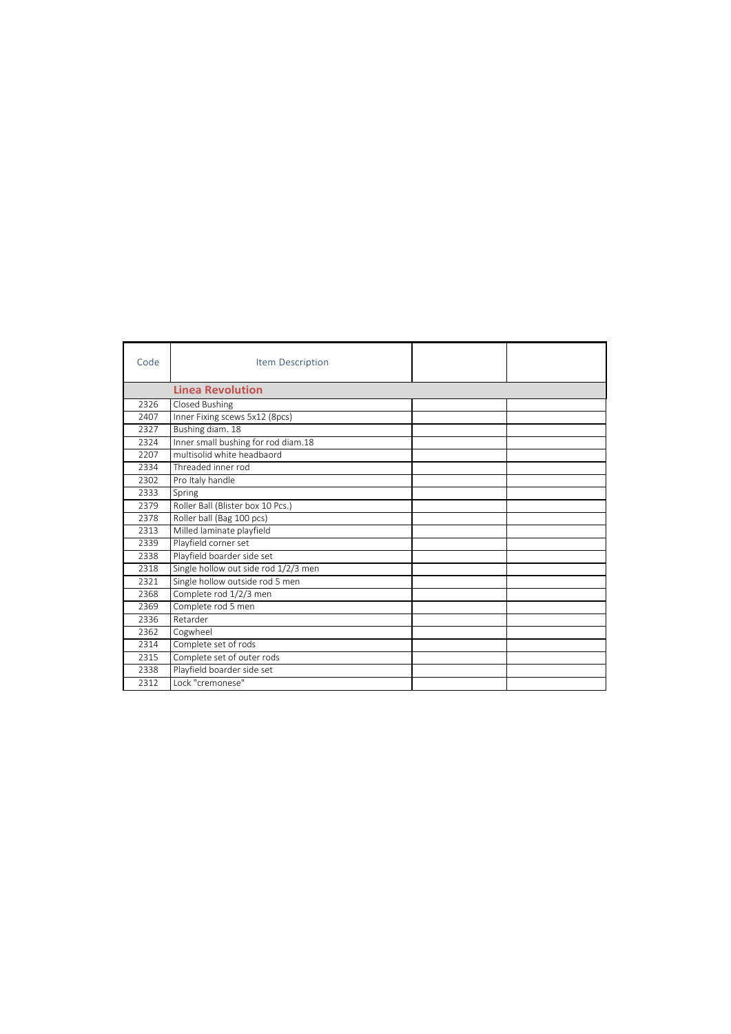| Code | Item Description | | |
|---|---|---|---|
| | **Linea Revolution** | | |
| 2326 | Closed Bushing | | |
| 2407 | Inner Fixing scews 5x12 (8pcs) | | |
| 2327 | Bushing diam. 18 | | |
| 2324 | Inner small bushing for rod diam.18 | | |
| 2207 | multisolid white headbaord | | |
| 2334 | Threaded inner rod | | |
| 2302 | Pro Italy handle | | |
| 2333 | Spring | | |
| 2379 | Roller Ball (Blister box 10 Pcs.) | | |
| 2378 | Roller ball (Bag 100 pcs) | | |
| 2313 | Milled laminate playfield | | |
| 2339 | Playfield corner set | | |
| 2338 | Playfield boarder side set | | |
| 2318 | Single hollow out side rod 1/2/3 men | | |
| 2321 | Single hollow outside rod 5 men | | |
| 2368 | Complete rod 1/2/3 men | | |
| 2369 | Complete rod 5 men | | |
| 2336 | Retarder | | |
| 2362 | Cogwheel | | |
| 2314 | Complete set of rods | | |
| 2315 | Complete set of outer rods | | |
| 2338 | Playfield boarder side set | | |
| 2312 | Lock "cremonese" | | |